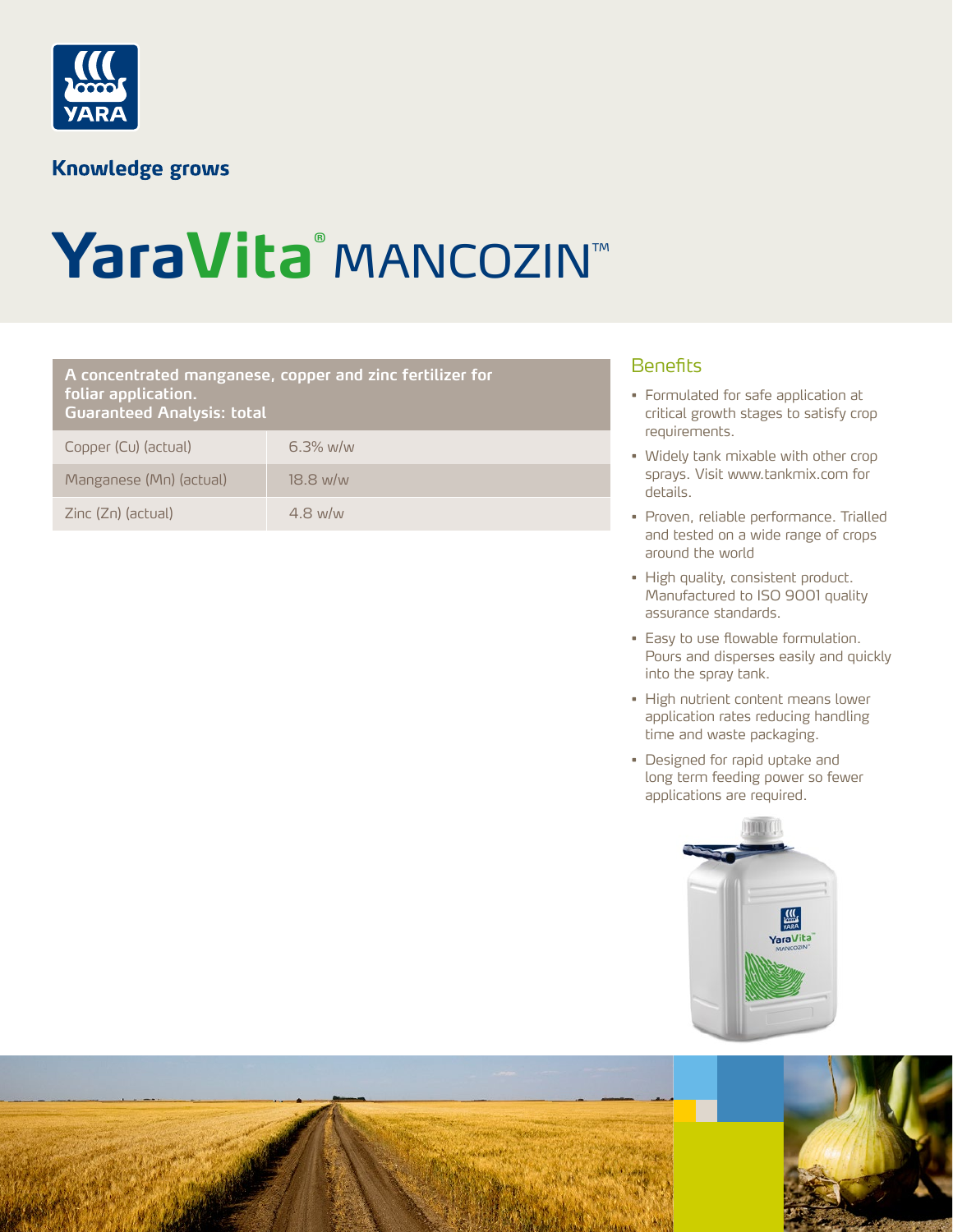Knowledge grows

# YaraVita® MANCOZIN™

| A concentrated manganese, copper and zinc fertilizer for foliar application. Guaranteed Analysis: total | |
|---|---|
| Copper (Cu) (actual) | 6.3% w/w |
| Manganese (Mn) (actual) | 18.8 w/w |
| Zinc (Zn) (actual) | 4.8 w/w |

## Benefits

- Formulated for safe application at critical growth stages to satisfy crop requirements.
- Widely tank mixable with other crop sprays. Visit www.tankmix.com for details.
- Proven, reliable performance. Trialled and tested on a wide range of crops around the world
- High quality, consistent product. Manufactured to ISO 9001 quality assurance standards.
- Easy to use flowable formulation. Pours and disperses easily and quickly into the spray tank.
- High nutrient content means lower application rates reducing handling time and waste packaging.
- Designed for rapid uptake and long term feeding power so fewer applications are required.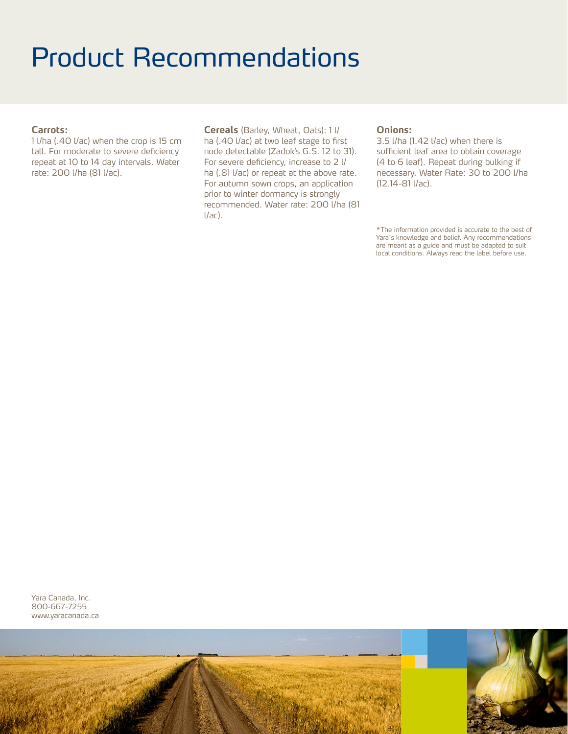# Product Recommendations

**Carrots:**
1 l/ha (.40 l/ac) when the crop is 15 cm tall. For moderate to severe deficiency repeat at 10 to 14 day intervals. Water rate: 200 l/ha (81 l/ac).

**Cereals** (Barley, Wheat, Oats): 1 l/ha (.40 l/ac) at two leaf stage to first node detectable (Zadok's G.S. 12 to 31). For severe deficiency, increase to 2 l/ha (.81 l/ac) or repeat at the above rate. For autumn sown crops, an application prior to winter dormancy is strongly recommended. Water rate: 200 l/ha (81 l/ac).

**Onions:**
3.5 l/ha (1.42 l/ac) when there is sufficient leaf area to obtain coverage (4 to 6 leaf). Repeat during bulking if necessary. Water Rate: 30 to 200 l/ha (12.14-81 l/ac).

*The information provided is accurate to the best of Yara´s knowledge and belief. Any recommendations are meant as a guide and must be adapted to suit local conditions. Always read the label before use.

Yara Canada, Inc.
800-667-7255
www.yaracanada.ca